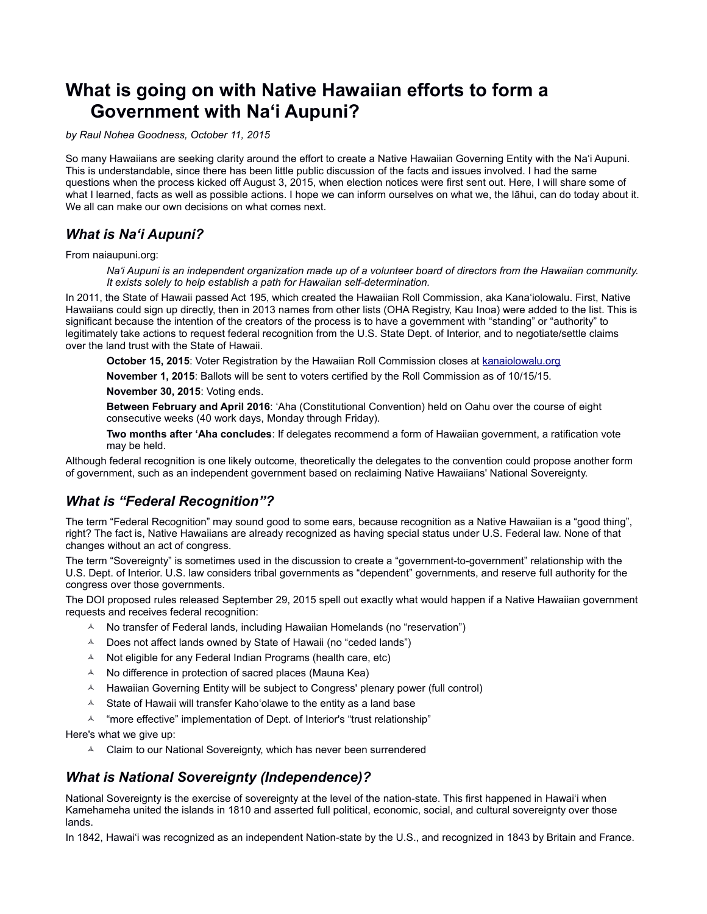# What is going on with Native Hawaiian efforts to form a Government with Naʻi Aupuni?

*by Raul Nohea Goodness, October 11, 2015*

So many Hawaiians are seeking clarity around the effort to create a Native Hawaiian Governing Entity with the Naʻi Aupuni. This is understandable, since there has been little public discussion of the facts and issues involved. I had the same questions when the process kicked off August 3, 2015, when election notices were first sent out. Here, I will share some of what I learned, facts as well as possible actions. I hope we can inform ourselves on what we, the lāhui, can do today about it. We all can make our own decisions on what comes next.

## *What is Naʻi Aupuni?*

From naiaupuni.org:

> *Naʻi Aupuni is an independent organization made up of a volunteer board of directors from the Hawaiian community. It exists solely to help establish a path for Hawaiian self-determination.*

In 2011, the State of Hawaii passed Act 195, which created the Hawaiian Roll Commission, aka Kanaʻiolowalu. First, Native Hawaiians could sign up directly, then in 2013 names from other lists (OHA Registry, Kau Inoa) were added to the list. This is significant because the intention of the creators of the process is to have a government with "standing" or "authority" to legitimately take actions to request federal recognition from the U.S. State Dept. of Interior, and to negotiate/settle claims over the land trust with the State of Hawaii.

> **October 15, 2015**: Voter Registration by the Hawaiian Roll Commission closes at kanaiolowalu.org
>
> **November 1, 2015**: Ballots will be sent to voters certified by the Roll Commission as of 10/15/15.
>
> **November 30, 2015**: Voting ends.
>
> **Between February and April 2016**: ʻAha (Constitutional Convention) held on Oahu over the course of eight consecutive weeks (40 work days, Monday through Friday).
>
> **Two months after ʻAha concludes**: If delegates recommend a form of Hawaiian government, a ratification vote may be held.

Although federal recognition is one likely outcome, theoretically the delegates to the convention could propose another form of government, such as an independent government based on reclaiming Native Hawaiians' National Sovereignty.

## *What is "Federal Recognition"?*

The term "Federal Recognition" may sound good to some ears, because recognition as a Native Hawaiian is a "good thing", right? The fact is, Native Hawaiians are already recognized as having special status under U.S. Federal law. None of that changes without an act of congress.

The term "Sovereignty" is sometimes used in the discussion to create a "government-to-government" relationship with the U.S. Dept. of Interior. U.S. law considers tribal governments as "dependent" governments, and reserve full authority for the congress over those governments.

The DOI proposed rules released September 29, 2015 spell out exactly what would happen if a Native Hawaiian government requests and receives federal recognition:

- No transfer of Federal lands, including Hawaiian Homelands (no "reservation")
- Does not affect lands owned by State of Hawaii (no "ceded lands")
- Not eligible for any Federal Indian Programs (health care, etc)
- No difference in protection of sacred places (Mauna Kea)
- Hawaiian Governing Entity will be subject to Congress' plenary power (full control)
- State of Hawaii will transfer Kahoʻolawe to the entity as a land base
- "more effective" implementation of Dept. of Interior's "trust relationship"

Here's what we give up:

- Claim to our National Sovereignty, which has never been surrendered

## *What is National Sovereignty (Independence)?*

National Sovereignty is the exercise of sovereignty at the level of the nation-state. This first happened in Hawaiʻi when Kamehameha united the islands in 1810 and asserted full political, economic, social, and cultural sovereignty over those lands.

In 1842, Hawaiʻi was recognized as an independent Nation-state by the U.S., and recognized in 1843 by Britain and France.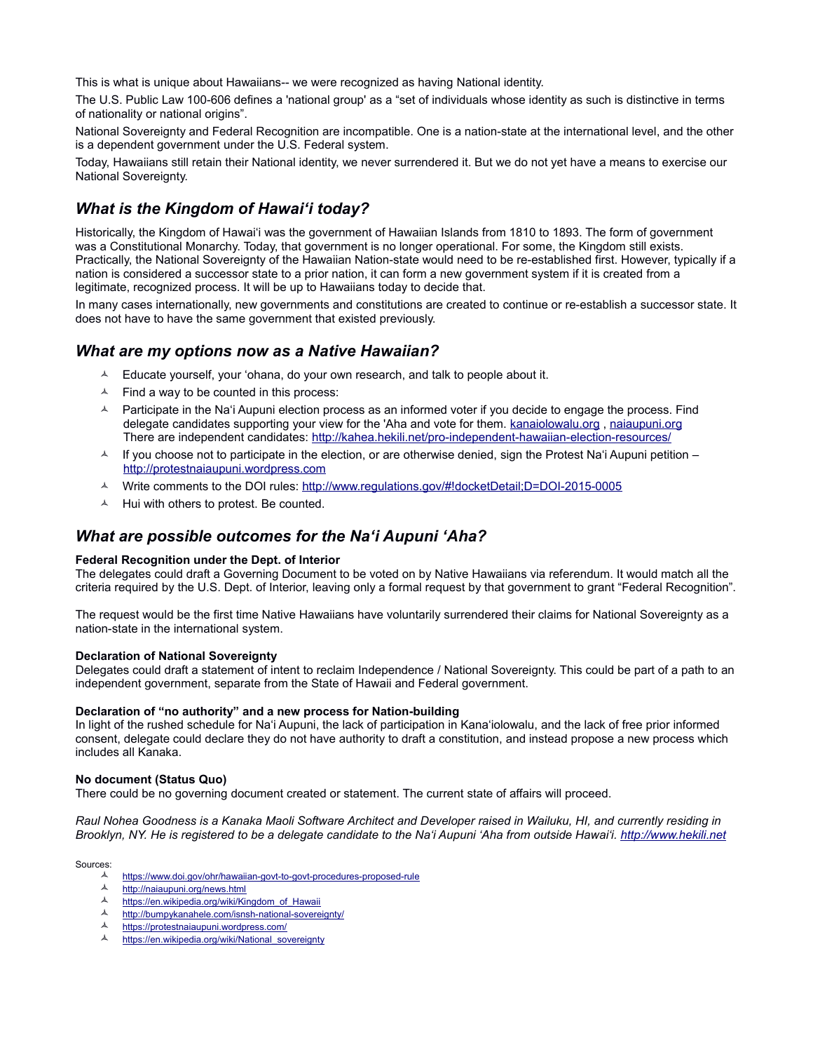This is what is unique about Hawaiians-- we were recognized as having National identity.

The U.S. Public Law 100-606 defines a 'national group' as a "set of individuals whose identity as such is distinctive in terms of nationality or national origins".

National Sovereignty and Federal Recognition are incompatible. One is a nation-state at the international level, and the other is a dependent government under the U.S. Federal system.

Today, Hawaiians still retain their National identity, we never surrendered it. But we do not yet have a means to exercise our National Sovereignty.

## *What is the Kingdom of Hawai'i today?*

Historically, the Kingdom of Hawai'i was the government of Hawaiian Islands from 1810 to 1893. The form of government was a Constitutional Monarchy. Today, that government is no longer operational. For some, the Kingdom still exists. Practically, the National Sovereignty of the Hawaiian Nation-state would need to be re-established first. However, typically if a nation is considered a successor state to a prior nation, it can form a new government system if it is created from a legitimate, recognized process. It will be up to Hawaiians today to decide that.

In many cases internationally, new governments and constitutions are created to continue or re-establish a successor state. It does not have to have the same government that existed previously.

## *What are my options now as a Native Hawaiian?*

- Educate yourself, your 'ohana, do your own research, and talk to people about it.
- Find a way to be counted in this process:
- Participate in the Na'i Aupuni election process as an informed voter if you decide to engage the process. Find delegate candidates supporting your view for the 'Aha and vote for them. kanaiolowalu.org , naiaupuni.org There are independent candidates: http://kahea.hekili.net/pro-independent-hawaiian-election-resources/
- If you choose not to participate in the election, or are otherwise denied, sign the Protest Na'i Aupuni petition – http://protestnaiaupuni.wordpress.com
- Write comments to the DOI rules: http://www.regulations.gov/#!docketDetail;D=DOI-2015-0005
- Hui with others to protest. Be counted.

## *What are possible outcomes for the Na'i Aupuni 'Aha?*

**Federal Recognition under the Dept. of Interior**
The delegates could draft a Governing Document to be voted on by Native Hawaiians via referendum. It would match all the criteria required by the U.S. Dept. of Interior, leaving only a formal request by that government to grant "Federal Recognition".

The request would be the first time Native Hawaiians have voluntarily surrendered their claims for National Sovereignty as a nation-state in the international system.

**Declaration of National Sovereignty**
Delegates could draft a statement of intent to reclaim Independence / National Sovereignty. This could be part of a path to an independent government, separate from the State of Hawaii and Federal government.

**Declaration of "no authority" and a new process for Nation-building**
In light of the rushed schedule for Na'i Aupuni, the lack of participation in Kana'iolowalu, and the lack of free prior informed consent, delegate could declare they do not have authority to draft a constitution, and instead propose a new process which includes all Kanaka.

**No document (Status Quo)**
There could be no governing document created or statement. The current state of affairs will proceed.

*Raul Nohea Goodness is a Kanaka Maoli Software Architect and Developer raised in Wailuku, HI, and currently residing in Brooklyn, NY. He is registered to be a delegate candidate to the Na'i Aupuni 'Aha from outside Hawai'i.* http://www.hekili.net

Sources:

- https://www.doi.gov/ohr/hawaiian-govt-to-govt-procedures-proposed-rule
- http://naiaupuni.org/news.html
- https://en.wikipedia.org/wiki/Kingdom_of_Hawaii
- http://bumpykanahele.com/isnsh-national-sovereignty/
- https://protestnaiaupuni.wordpress.com/
- https://en.wikipedia.org/wiki/National_sovereignty